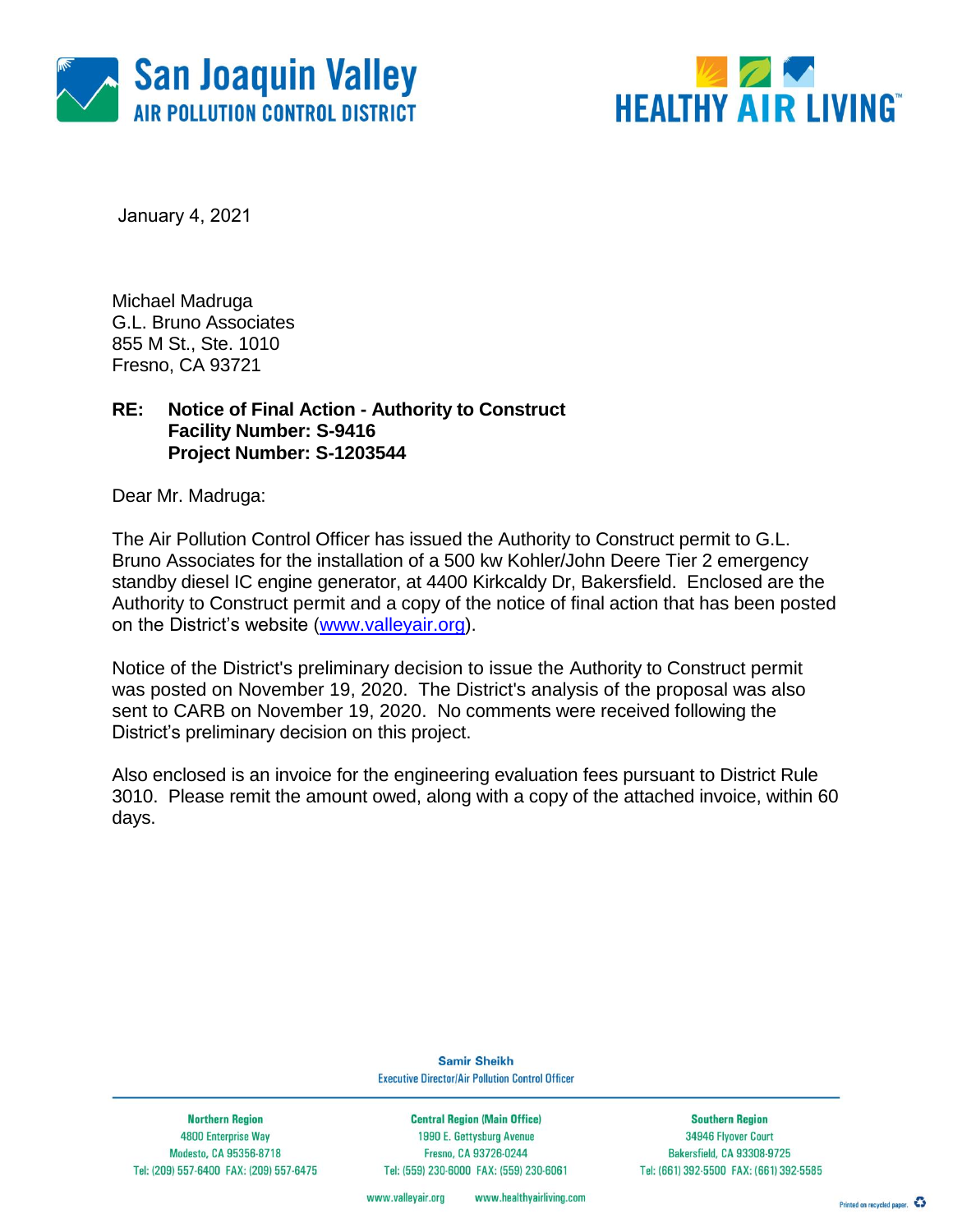San Joaquin Valley
AIR POLLUTION CONTROL DISTRICT

HEALTHY AIR LIVING™

January 4, 2021

Michael Madruga
G.L. Bruno Associates
855 M St., Ste. 1010
Fresno, CA 93721

**RE: Notice of Final Action - Authority to Construct**
**Facility Number: S-9416**
**Project Number: S-1203544**

Dear Mr. Madruga:

The Air Pollution Control Officer has issued the Authority to Construct permit to G.L. Bruno Associates for the installation of a 500 kw Kohler/John Deere Tier 2 emergency standby diesel IC engine generator, at 4400 Kirkcaldy Dr, Bakersfield. Enclosed are the Authority to Construct permit and a copy of the notice of final action that has been posted on the District's website (www.valleyair.org).

Notice of the District's preliminary decision to issue the Authority to Construct permit was posted on November 19, 2020. The District's analysis of the proposal was also sent to CARB on November 19, 2020. No comments were received following the District's preliminary decision on this project.

Also enclosed is an invoice for the engineering evaluation fees pursuant to District Rule 3010. Please remit the amount owed, along with a copy of the attached invoice, within 60 days.

Samir Sheikh
Executive Director/Air Pollution Control Officer

| Northern Region | Central Region (Main Office) | Southern Region |
|---|---|---|
| 4800 Enterprise Way | 1990 E. Gettysburg Avenue | 34946 Flyover Court |
| Modesto, CA 95356-8718 | Fresno, CA 93726-0244 | Bakersfield, CA 93308-9725 |
| Tel: (209) 557-6400 FAX: (209) 557-6475 | Tel: (559) 230-6000 FAX: (559) 230-6061 | Tel: (661) 392-5500 FAX: (661) 392-5585 |

www.valleyair.org www.healthyairliving.com

Printed on recycled paper.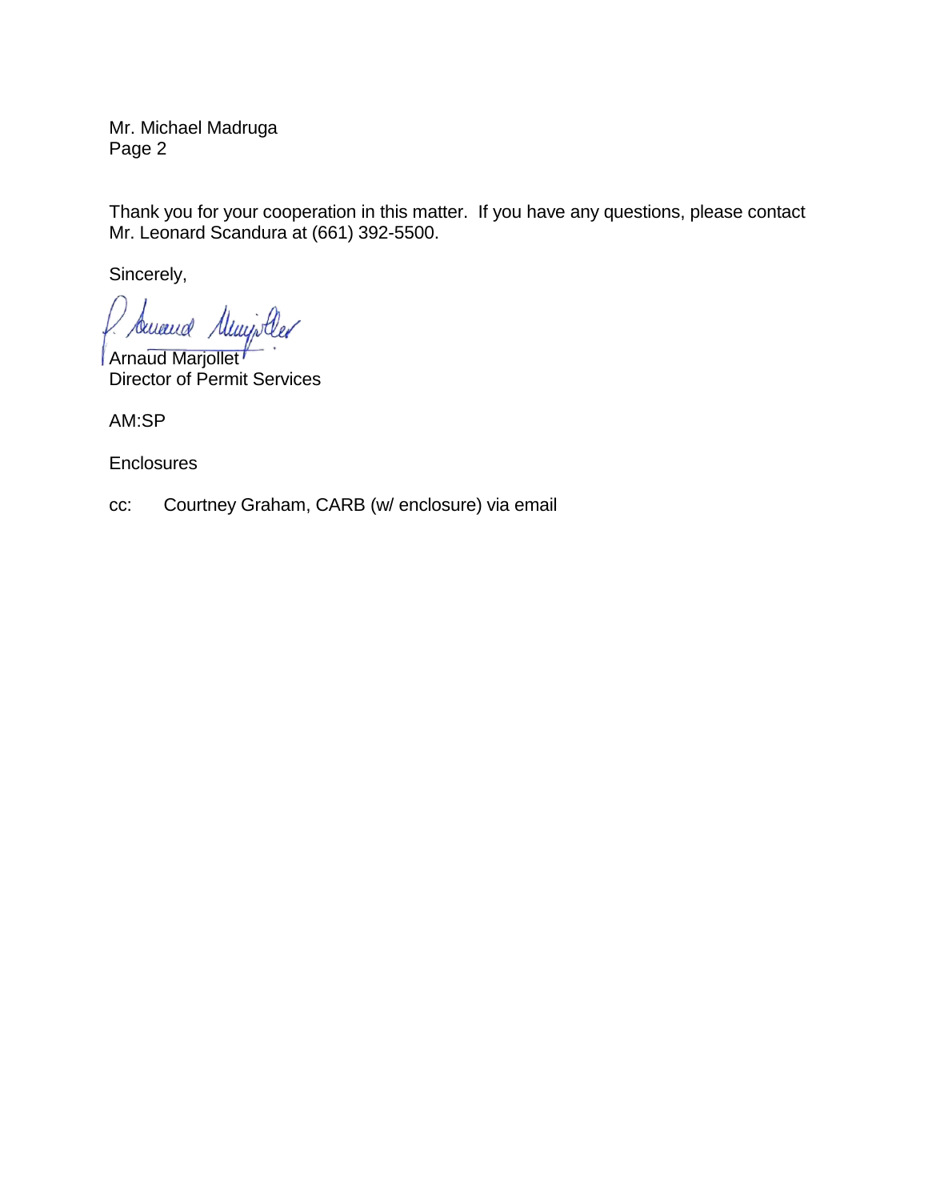Mr. Michael Madruga

Thank you for your cooperation in this matter. If you have any questions, please contact Mr. Leonard Scandura at (661) 392-5500.

Sincerely,

Arnaud Marjollet
Director of Permit Services

AM:SP

Enclosures

cc: Courtney Graham, CARB (w/ enclosure) via email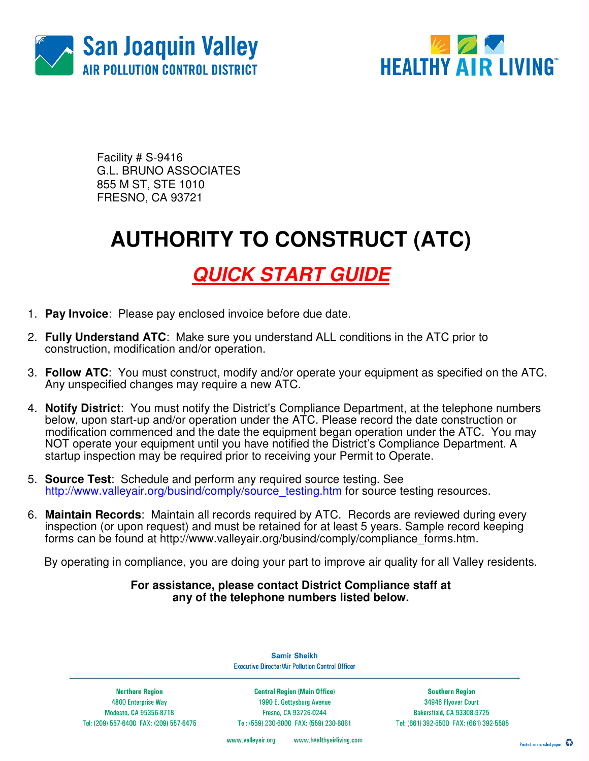San Joaquin Valley
AIR POLLUTION CONTROL DISTRICT

HEALTHY AIR LIVING™

Facility # S-9416
G.L. BRUNO ASSOCIATES
855 M ST, STE 1010
FRESNO, CA 93721

# AUTHORITY TO CONSTRUCT (ATC)

## *QUICK START GUIDE*

1. **Pay Invoice**: Please pay enclosed invoice before due date.
2. **Fully Understand ATC**: Make sure you understand ALL conditions in the ATC prior to construction, modification and/or operation.
3. **Follow ATC**: You must construct, modify and/or operate your equipment as specified on the ATC. Any unspecified changes may require a new ATC.
4. **Notify District**: You must notify the District's Compliance Department, at the telephone numbers below, upon start-up and/or operation under the ATC. Please record the date construction or modification commenced and the date the equipment began operation under the ATC. You may NOT operate your equipment until you have notified the District's Compliance Department. A startup inspection may be required prior to receiving your Permit to Operate.
5. **Source Test**: Schedule and perform any required source testing. See http://www.valleyair.org/busind/comply/source_testing.htm for source testing resources.
6. **Maintain Records**: Maintain all records required by ATC. Records are reviewed during every inspection (or upon request) and must be retained for at least 5 years. Sample record keeping forms can be found at http://www.valleyair.org/busind/comply/compliance_forms.htm.

By operating in compliance, you are doing your part to improve air quality for all Valley residents.

**For assistance, please contact District Compliance staff at any of the telephone numbers listed below.**

Samir Sheikh
Executive Director/Air Pollution Control Officer

| Northern Region | Central Region (Main Office) | Southern Region |
| --- | --- | --- |
| 4800 Enterprise Way | 1990 E. Gettysburg Avenue | 34946 Flyover Court |
| Modesto, CA 95356-8718 | Fresno, CA 93726-0244 | Bakersfield, CA 93308-9725 |
| Tel: (209) 557-6400 FAX: (209) 557-6475 | Tel: (559) 230-6000 FAX: (559) 230-6061 | Tel: (661) 392-5500 FAX: (661) 392-5585 |

www.valleyair.org www.healthyairliving.com

Printed on recycled paper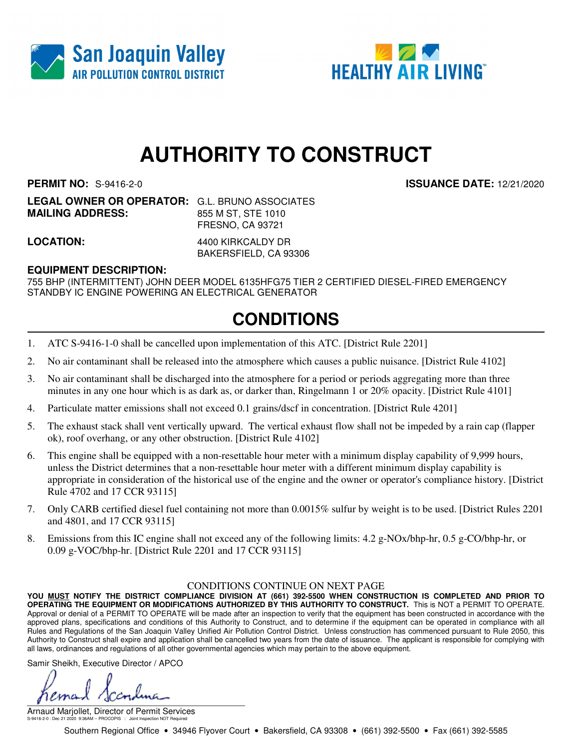San Joaquin Valley
AIR POLLUTION CONTROL DISTRICT

HEALTHY AIR LIVING™

# AUTHORITY TO CONSTRUCT

**PERMIT NO:** S-9416-2-0 **ISSUANCE DATE:** 12/21/2020

**LEGAL OWNER OR OPERATOR:** G.L. BRUNO ASSOCIATES
**MAILING ADDRESS:** 855 M ST, STE 1010
FRESNO, CA 93721

**LOCATION:** 4400 KIRKCALDY DR
BAKERSFIELD, CA 93306

**EQUIPMENT DESCRIPTION:**
755 BHP (INTERMITTENT) JOHN DEER MODEL 6135HFG75 TIER 2 CERTIFIED DIESEL-FIRED EMERGENCY STANDBY IC ENGINE POWERING AN ELECTRICAL GENERATOR

## CONDITIONS

1. ATC S-9416-1-0 shall be cancelled upon implementation of this ATC. [District Rule 2201]
2. No air contaminant shall be released into the atmosphere which causes a public nuisance. [District Rule 4102]
3. No air contaminant shall be discharged into the atmosphere for a period or periods aggregating more than three minutes in any one hour which is as dark as, or darker than, Ringelmann 1 or 20% opacity. [District Rule 4101]
4. Particulate matter emissions shall not exceed 0.1 grains/dscf in concentration. [District Rule 4201]
5. The exhaust stack shall vent vertically upward. The vertical exhaust flow shall not be impeded by a rain cap (flapper ok), roof overhang, or any other obstruction. [District Rule 4102]
6. This engine shall be equipped with a non-resettable hour meter with a minimum display capability of 9,999 hours, unless the District determines that a non-resettable hour meter with a different minimum display capability is appropriate in consideration of the historical use of the engine and the owner or operator's compliance history. [District Rule 4702 and 17 CCR 93115]
7. Only CARB certified diesel fuel containing not more than 0.0015% sulfur by weight is to be used. [District Rules 2201 and 4801, and 17 CCR 93115]
8. Emissions from this IC engine shall not exceed any of the following limits: 4.2 g-NOx/bhp-hr, 0.5 g-CO/bhp-hr, or 0.09 g-VOC/bhp-hr. [District Rule 2201 and 17 CCR 93115]

CONDITIONS CONTINUE ON NEXT PAGE

**YOU MUST NOTIFY THE DISTRICT COMPLIANCE DIVISION AT (661) 392-5500 WHEN CONSTRUCTION IS COMPLETED AND PRIOR TO OPERATING THE EQUIPMENT OR MODIFICATIONS AUTHORIZED BY THIS AUTHORITY TO CONSTRUCT.** This is NOT a PERMIT TO OPERATE. Approval or denial of a PERMIT TO OPERATE will be made after an inspection to verify that the equipment has been constructed in accordance with the approved plans, specifications and conditions of this Authority to Construct, and to determine if the equipment can be operated in compliance with all Rules and Regulations of the San Joaquin Valley Unified Air Pollution Control District. Unless construction has commenced pursuant to Rule 2050, this Authority to Construct shall expire and application shall be cancelled two years from the date of issuance. The applicant is responsible for complying with all laws, ordinances and regulations of all other governmental agencies which may pertain to the above equipment.

Samir Sheikh, Executive Director / APCO

Arnaud Marjollet, Director of Permit Services

S-9416-2-0 : Dec 21 2020 9:36AM -- PROCOPIS : Joint Inspection NOT Required

Southern Regional Office • 34946 Flyover Court • Bakersfield, CA 93308 • (661) 392-5500 • Fax (661) 392-5585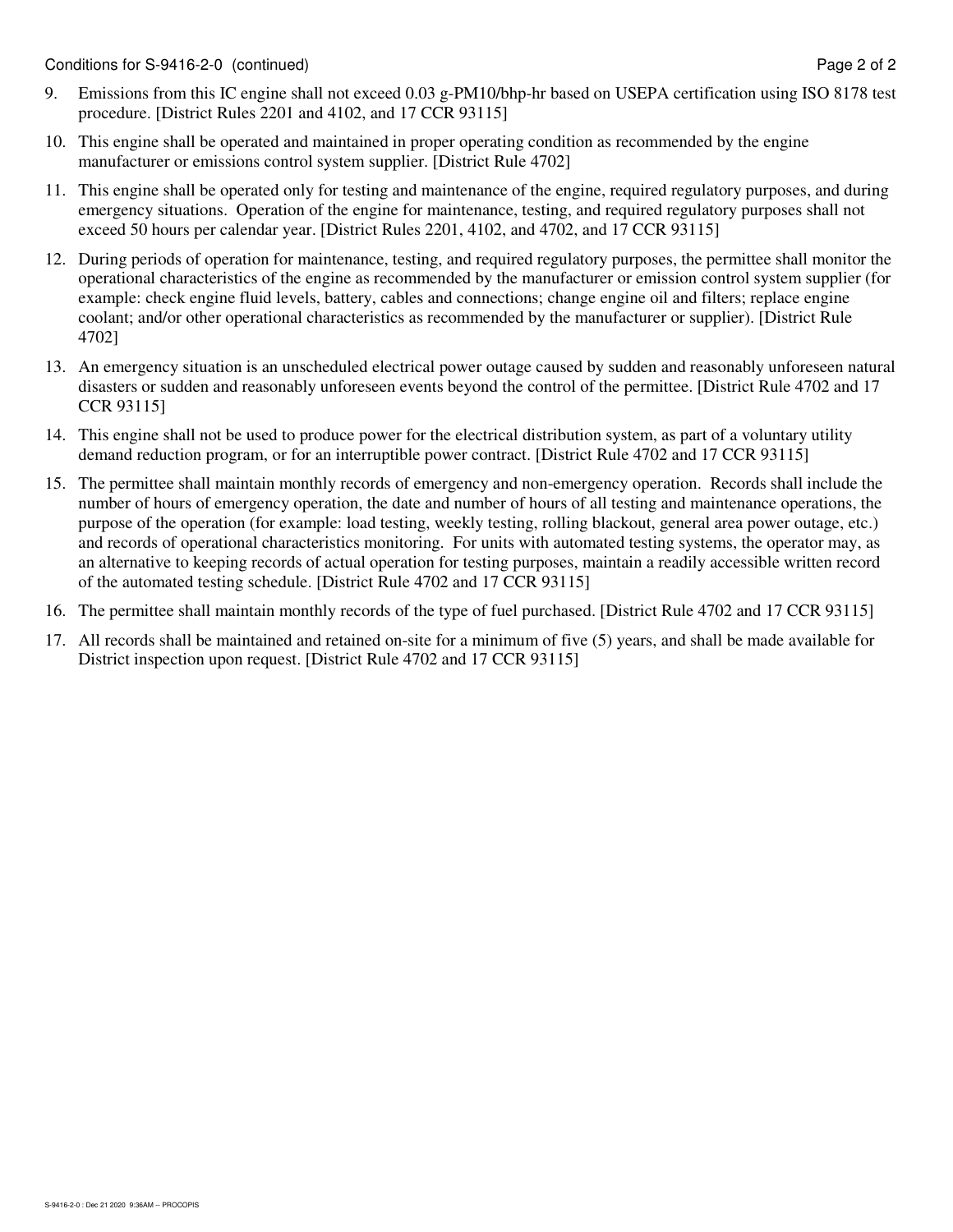9. Emissions from this IC engine shall not exceed 0.03 g-PM10/bhp-hr based on USEPA certification using ISO 8178 test procedure. [District Rules 2201 and 4102, and 17 CCR 93115]
10. This engine shall be operated and maintained in proper operating condition as recommended by the engine manufacturer or emissions control system supplier. [District Rule 4702]
11. This engine shall be operated only for testing and maintenance of the engine, required regulatory purposes, and during emergency situations. Operation of the engine for maintenance, testing, and required regulatory purposes shall not exceed 50 hours per calendar year. [District Rules 2201, 4102, and 4702, and 17 CCR 93115]
12. During periods of operation for maintenance, testing, and required regulatory purposes, the permittee shall monitor the operational characteristics of the engine as recommended by the manufacturer or emission control system supplier (for example: check engine fluid levels, battery, cables and connections; change engine oil and filters; replace engine coolant; and/or other operational characteristics as recommended by the manufacturer or supplier). [District Rule 4702]
13. An emergency situation is an unscheduled electrical power outage caused by sudden and reasonably unforeseen natural disasters or sudden and reasonably unforeseen events beyond the control of the permittee. [District Rule 4702 and 17 CCR 93115]
14. This engine shall not be used to produce power for the electrical distribution system, as part of a voluntary utility demand reduction program, or for an interruptible power contract. [District Rule 4702 and 17 CCR 93115]
15. The permittee shall maintain monthly records of emergency and non-emergency operation. Records shall include the number of hours of emergency operation, the date and number of hours of all testing and maintenance operations, the purpose of the operation (for example: load testing, weekly testing, rolling blackout, general area power outage, etc.) and records of operational characteristics monitoring. For units with automated testing systems, the operator may, as an alternative to keeping records of actual operation for testing purposes, maintain a readily accessible written record of the automated testing schedule. [District Rule 4702 and 17 CCR 93115]
16. The permittee shall maintain monthly records of the type of fuel purchased. [District Rule 4702 and 17 CCR 93115]
17. All records shall be maintained and retained on-site for a minimum of five (5) years, and shall be made available for District inspection upon request. [District Rule 4702 and 17 CCR 93115]